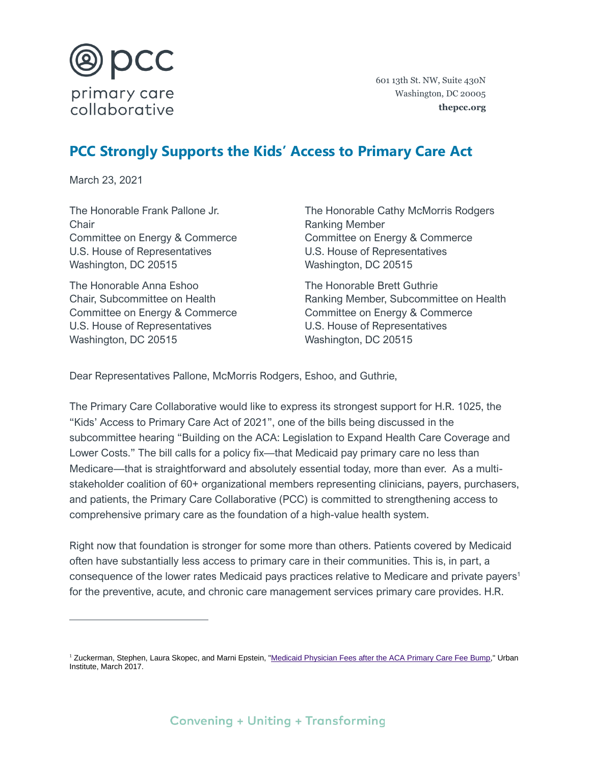pcc
primary care collaborative

601 13th St. NW, Suite 430N
Washington, DC 20005
**thepcc.org**

# PCC Strongly Supports the Kids' Access to Primary Care Act

March 23, 2021

The Honorable Frank Pallone Jr.
Chair
Committee on Energy & Commerce
U.S. House of Representatives
Washington, DC 20515

The Honorable Cathy McMorris Rodgers
Ranking Member
Committee on Energy & Commerce
U.S. House of Representatives
Washington, DC 20515

The Honorable Anna Eshoo
Chair, Subcommittee on Health
Committee on Energy & Commerce
U.S. House of Representatives
Washington, DC 20515

The Honorable Brett Guthrie
Ranking Member, Subcommittee on Health
Committee on Energy & Commerce
U.S. House of Representatives
Washington, DC 20515

Dear Representatives Pallone, McMorris Rodgers, Eshoo, and Guthrie,

The Primary Care Collaborative would like to express its strongest support for H.R. 1025, the "Kids' Access to Primary Care Act of 2021", one of the bills being discussed in the subcommittee hearing "Building on the ACA: Legislation to Expand Health Care Coverage and Lower Costs." The bill calls for a policy fix—that Medicaid pay primary care no less than Medicare—that is straightforward and absolutely essential today, more than ever. As a multi-stakeholder coalition of 60+ organizational members representing clinicians, payers, purchasers, and patients, the Primary Care Collaborative (PCC) is committed to strengthening access to comprehensive primary care as the foundation of a high-value health system.

Right now that foundation is stronger for some more than others. Patients covered by Medicaid often have substantially less access to primary care in their communities. This is, in part, a consequence of the lower rates Medicaid pays practices relative to Medicare and private payers[1] for the preventive, acute, and chronic care management services primary care provides. H.R.

[1] Zuckerman, Stephen, Laura Skopec, and Marni Epstein, "Medicaid Physician Fees after the ACA Primary Care Fee Bump," Urban Institute, March 2017.

Convening + Uniting + Transforming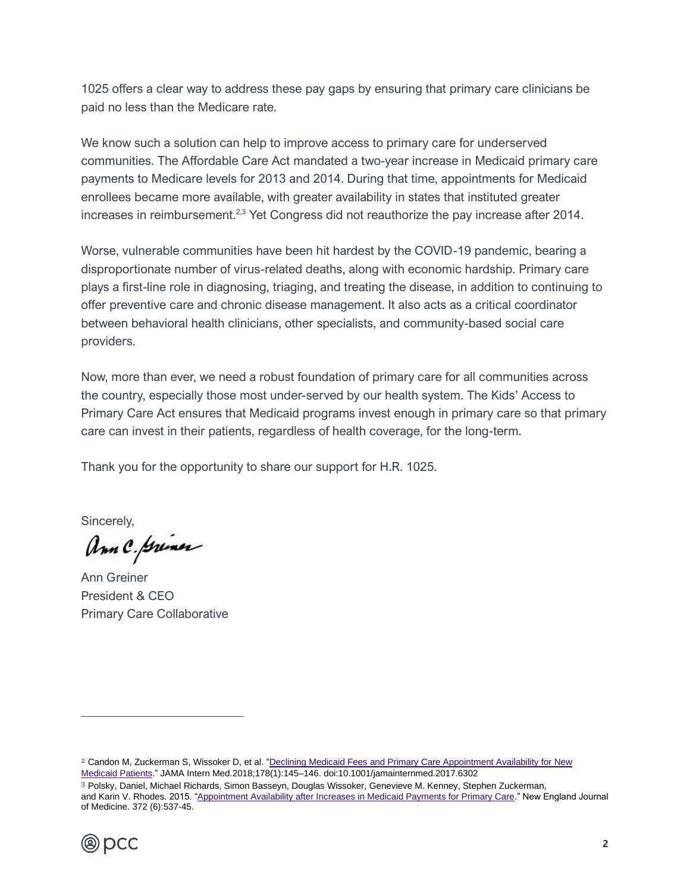1025 offers a clear way to address these pay gaps by ensuring that primary care clinicians be paid no less than the Medicare rate.

We know such a solution can help to improve access to primary care for underserved communities. The Affordable Care Act mandated a two-year increase in Medicaid primary care payments to Medicare levels for 2013 and 2014. During that time, appointments for Medicaid enrollees became more available, with greater availability in states that instituted greater increases in reimbursement.[2,3] Yet Congress did not reauthorize the pay increase after 2014.

Worse, vulnerable communities have been hit hardest by the COVID-19 pandemic, bearing a disproportionate number of virus-related deaths, along with economic hardship. Primary care plays a first-line role in diagnosing, triaging, and treating the disease, in addition to continuing to offer preventive care and chronic disease management. It also acts as a critical coordinator between behavioral health clinicians, other specialists, and community-based social care providers.

Now, more than ever, we need a robust foundation of primary care for all communities across the country, especially those most under-served by our health system. The Kids' Access to Primary Care Act ensures that Medicaid programs invest enough in primary care so that primary care can invest in their patients, regardless of health coverage, for the long-term.

Thank you for the opportunity to share our support for H.R. 1025.

Sincerely,

Ann Greiner
President & CEO
Primary Care Collaborative

---

[2] Candon M, Zuckerman S, Wissoker D, et al. "Declining Medicaid Fees and Primary Care Appointment Availability for New Medicaid Patients." JAMA Intern Med.2018;178(1):145–146. doi:10.1001/jamainternmed.2017.6302

[3] Polsky, Daniel, Michael Richards, Simon Basseyn, Douglas Wissoker, Genevieve M. Kenney, Stephen Zuckerman, and Karin V. Rhodes. 2015. "Appointment Availability after Increases in Medicaid Payments for Primary Care." New England Journal of Medicine. 372 (6):537-45.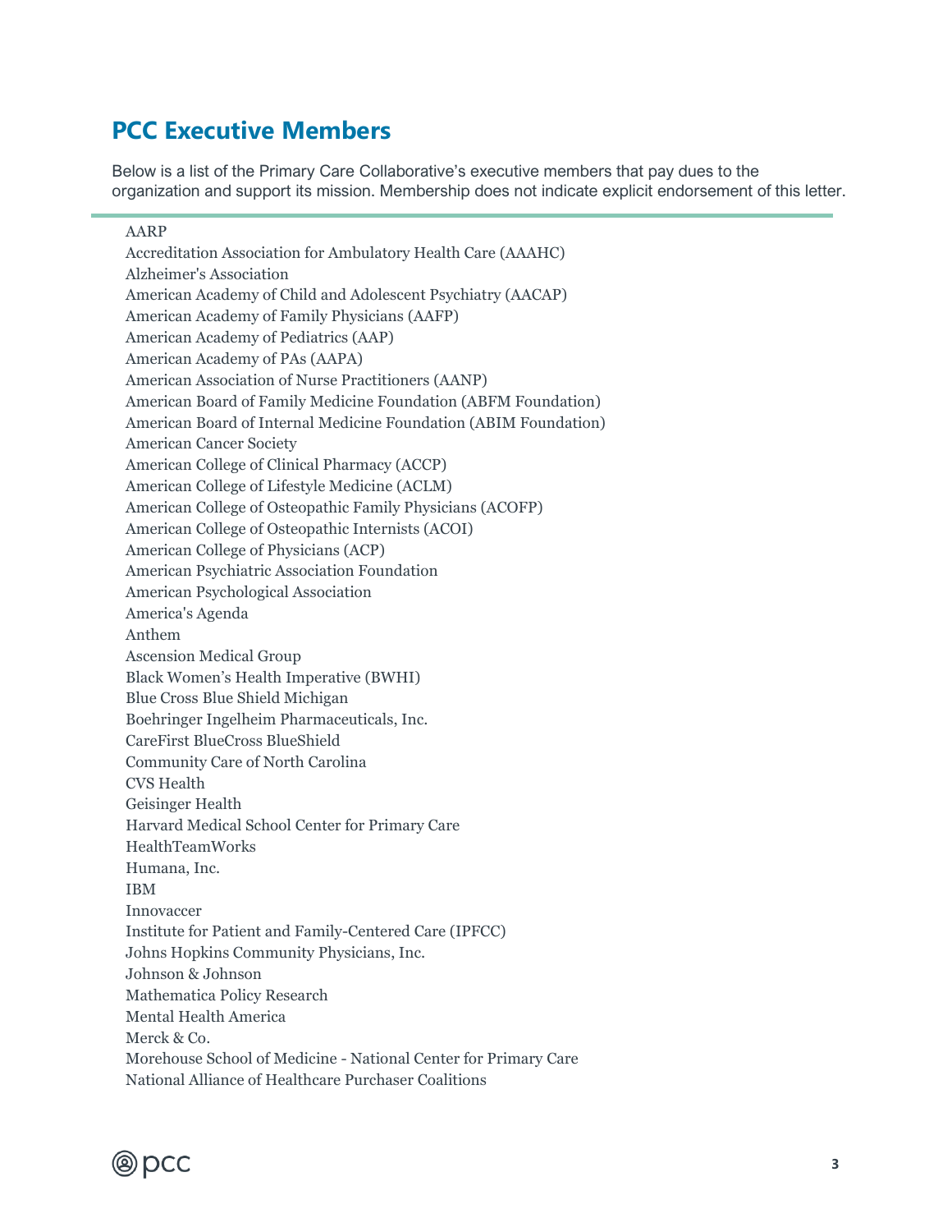## PCC Executive Members

Below is a list of the Primary Care Collaborative's executive members that pay dues to the organization and support its mission. Membership does not indicate explicit endorsement of this letter.

AARP
Accreditation Association for Ambulatory Health Care (AAAHC)
Alzheimer's Association
American Academy of Child and Adolescent Psychiatry (AACAP)
American Academy of Family Physicians (AAFP)
American Academy of Pediatrics (AAP)
American Academy of PAs (AAPA)
American Association of Nurse Practitioners (AANP)
American Board of Family Medicine Foundation (ABFM Foundation)
American Board of Internal Medicine Foundation (ABIM Foundation)
American Cancer Society
American College of Clinical Pharmacy (ACCP)
American College of Lifestyle Medicine (ACLM)
American College of Osteopathic Family Physicians (ACOFP)
American College of Osteopathic Internists (ACOI)
American College of Physicians (ACP)
American Psychiatric Association Foundation
American Psychological Association
America's Agenda
Anthem
Ascension Medical Group
Black Women's Health Imperative (BWHI)
Blue Cross Blue Shield Michigan
Boehringer Ingelheim Pharmaceuticals, Inc.
CareFirst BlueCross BlueShield
Community Care of North Carolina
CVS Health
Geisinger Health
Harvard Medical School Center for Primary Care
HealthTeamWorks
Humana, Inc.
IBM
Innovaccer
Institute for Patient and Family-Centered Care (IPFCC)
Johns Hopkins Community Physicians, Inc.
Johnson & Johnson
Mathematica Policy Research
Mental Health America
Merck & Co.
Morehouse School of Medicine - National Center for Primary Care
National Alliance of Healthcare Purchaser Coalitions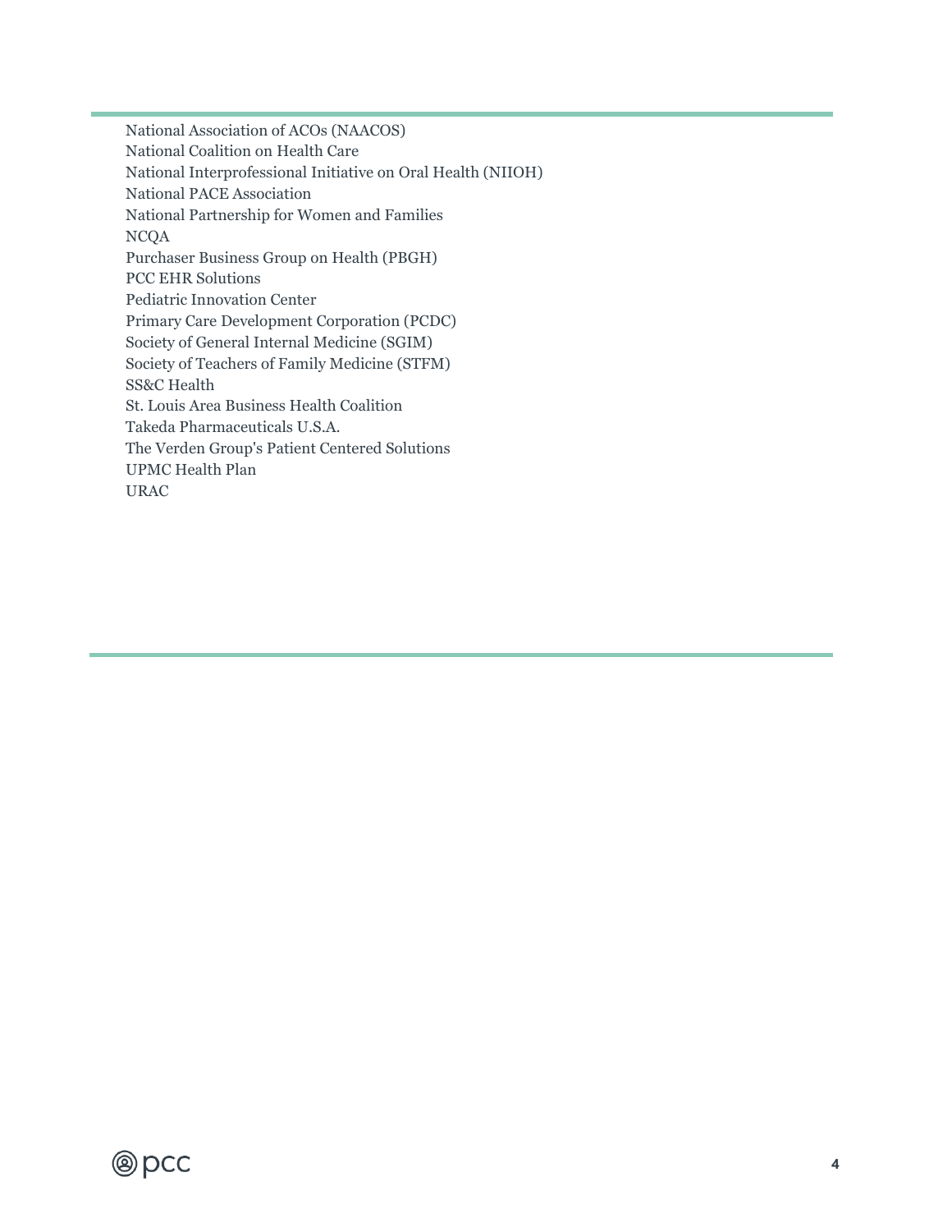National Association of ACOs (NAACOS)
National Coalition on Health Care
National Interprofessional Initiative on Oral Health (NIIOH)
National PACE Association
National Partnership for Women and Families
NCQA
Purchaser Business Group on Health (PBGH)
PCC EHR Solutions
Pediatric Innovation Center
Primary Care Development Corporation (PCDC)
Society of General Internal Medicine (SGIM)
Society of Teachers of Family Medicine (STFM)
SS&C Health
St. Louis Area Business Health Coalition
Takeda Pharmaceuticals U.S.A.
The Verden Group's Patient Centered Solutions
UPMC Health Plan
URAC